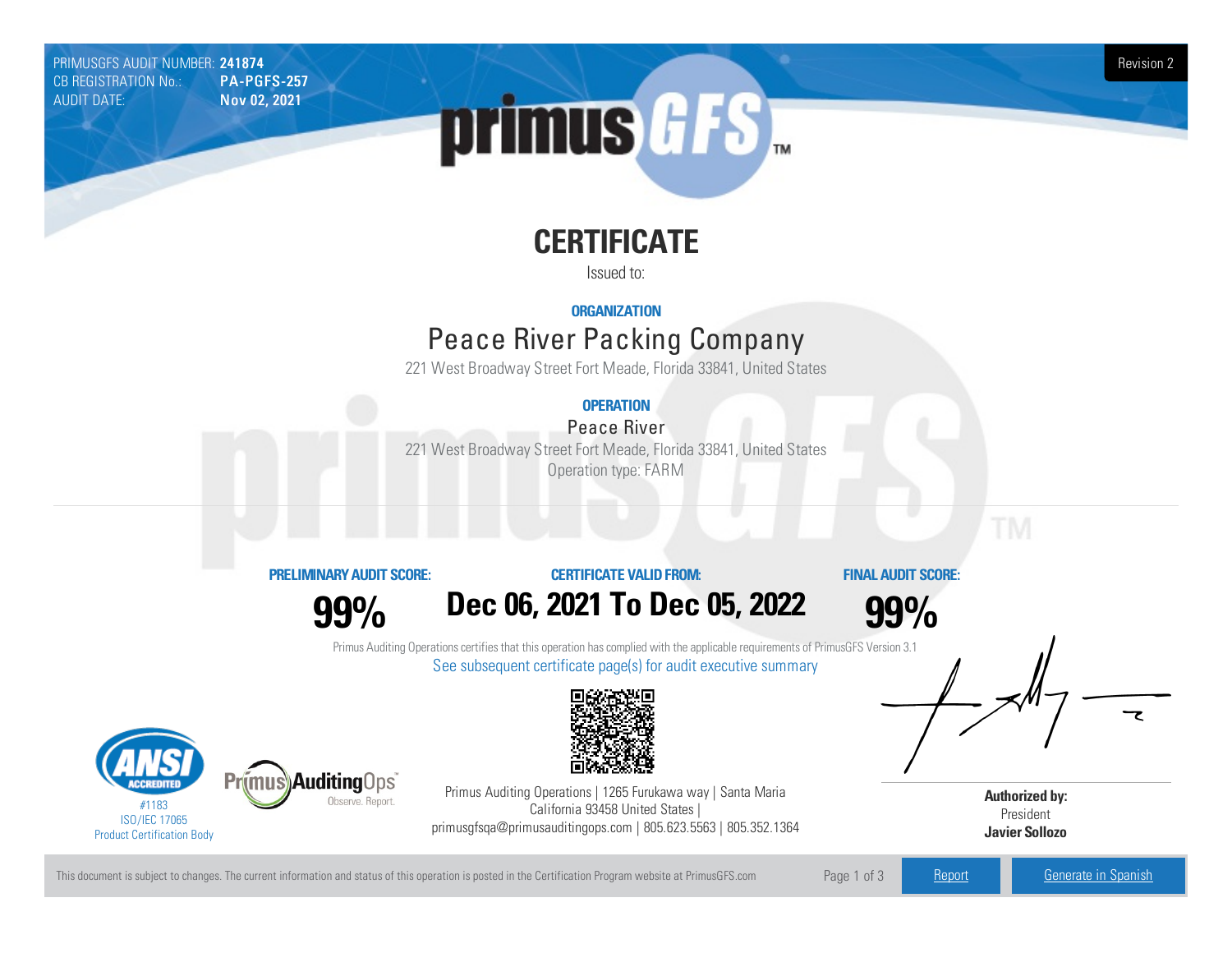PRIMUSGFS AUDIT NUMBER: **241874**
CB REGISTRATION No.: **PA-PGFS-257**
AUDIT DATE: **Nov 02, 2021**

Revision 2

# CERTIFICATE

Issued to:

**ORGANIZATION**

## Peace River Packing Company

221 West Broadway Street Fort Meade, Florida 33841, United States

**OPERATION**

Peace River

221 West Broadway Street Fort Meade, Florida 33841, United States

Operation type: FARM

**PRELIMINARY AUDIT SCORE:** **99%**

**CERTIFICATE VALID FROM:** **Dec 06, 2021 To Dec 05, 2022**

**FINAL AUDIT SCORE:** **99%**

Primus Auditing Operations certifies that this operation has complied with the applicable requirements of PrimusGFS Version 3.1

See subsequent certificate page(s) for audit executive summary

ANSI ACCREDITED #1183 ISO/IEC 17065 Product Certification Body

Primus AuditingOps Observe. Report.

Primus Auditing Operations | 1265 Furukawa way | Santa Maria California 93458 United States | primusgfsqa@primusauditingops.com | 805.623.5563 | 805.352.1364

**Authorized by:**
President
**Javier Sollozo**

This document is subject to changes. The current information and status of this operation is posted in the Certification Program website at PrimusGFS.com

Report | Generate in Spanish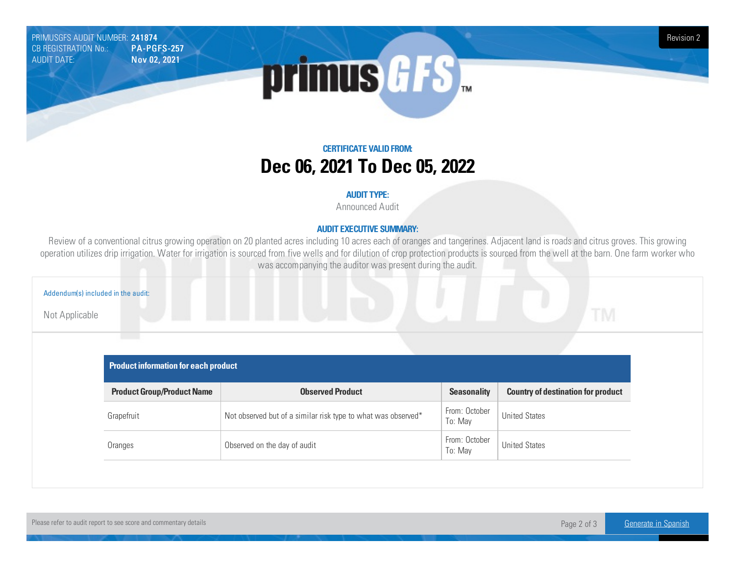PRIMUSGFS AUDIT NUMBER: **241874**
CB REGISTRATION No.: **PA-PGFS-257**
AUDIT DATE: **Nov 02, 2021**

Revision 2

**CERTIFICATE VALID FROM:**

# Dec 06, 2021 To Dec 05, 2022

**AUDIT TYPE:**

Announced Audit

**AUDIT EXECUTIVE SUMMARY:**

Review of a conventional citrus growing operation on 20 planted acres including 10 acres each of oranges and tangerines. Adjacent land is roads and citrus groves. This growing operation utilizes drip irrigation. Water for irrigation is sourced from five wells and for dilution of crop protection products is sourced from the well at the barn. One farm worker who was accompanying the auditor was present during the audit.

Addendum(s) included in the audit:

Not Applicable

**Product information for each product**

| Product Group/Product Name | Observed Product | Seasonality | Country of destination for product |
|---|---|---|---|
| Grapefruit | Not observed but of a similar risk type to what was observed* | From: October To: May | United States |
| Oranges | Observed on the day of audit | From: October To: May | United States |

Please refer to audit report to see score and commentary details

Generate in Spanish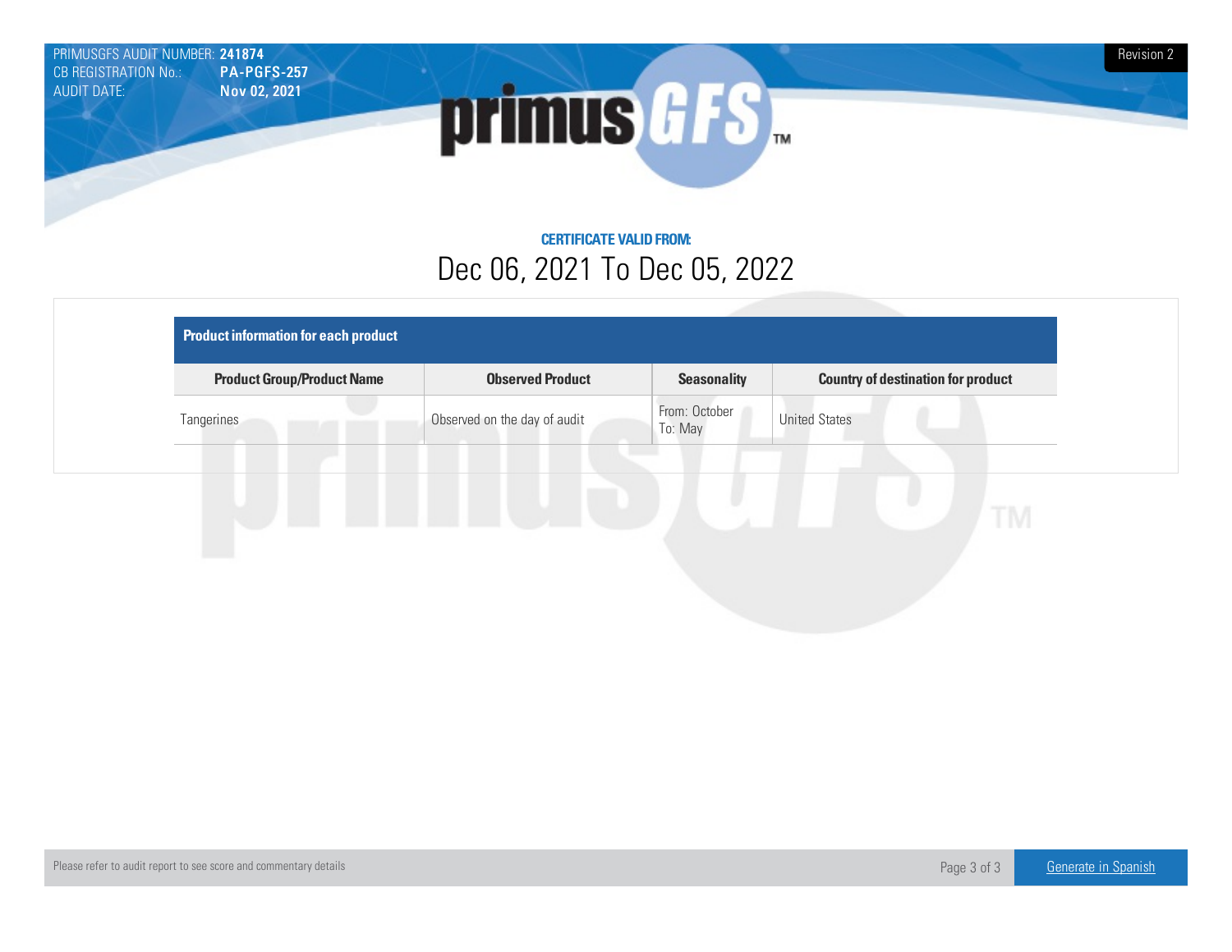PRIMUSGFS AUDIT NUMBER: **241874**
CB REGISTRATION No.: **PA-PGFS-257**
AUDIT DATE: **Nov 02, 2021**

Revision 2

**CERTIFICATE VALID FROM:**

Dec 06, 2021 To Dec 05, 2022

**Product information for each product**

| Product Group/Product Name | Observed Product | Seasonality | Country of destination for product |
|---|---|---|---|
| Tangerines | Observed on the day of audit | From: October<br>To: May | United States |

Please refer to audit report to see score and commentary details

Generate in Spanish